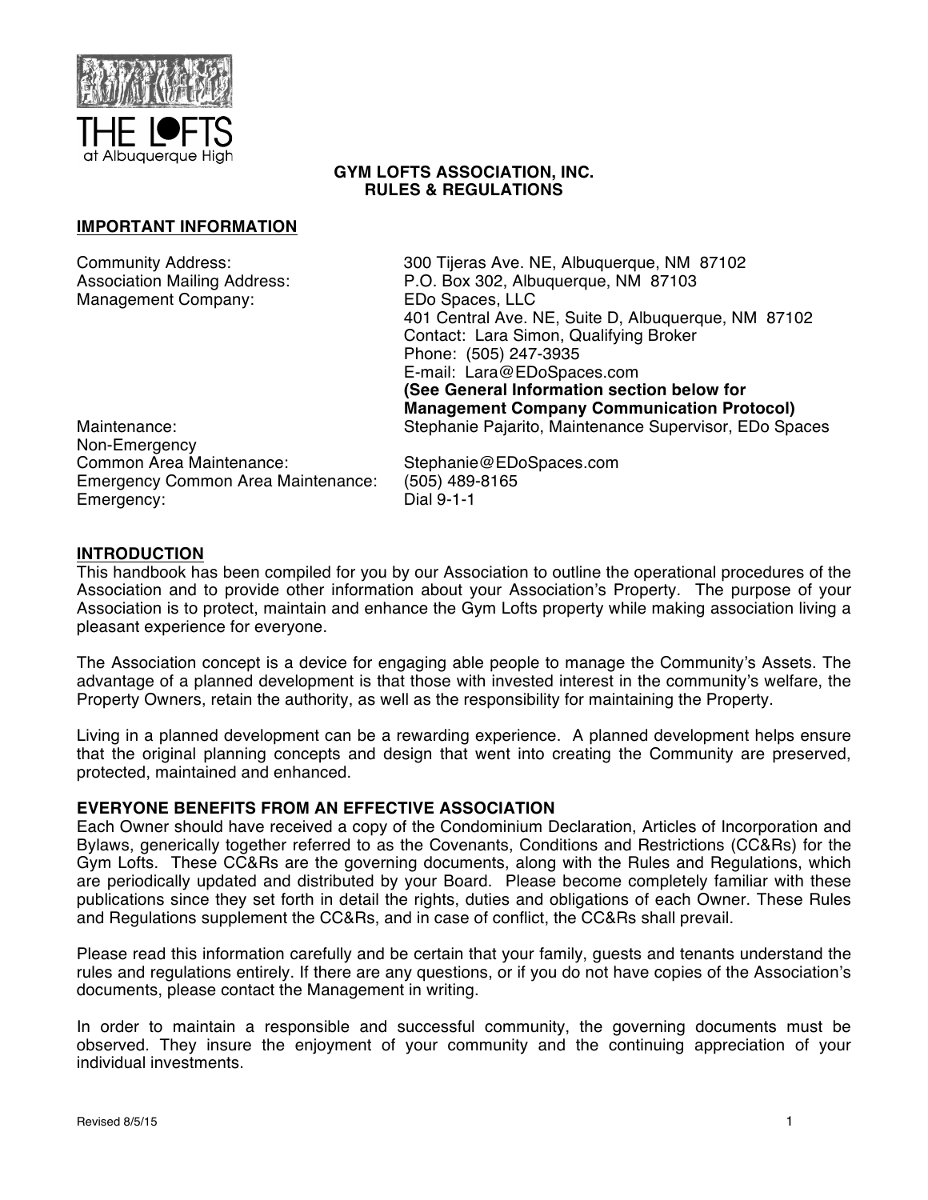THE LOFTS
at Albuquerque High

# GYM LOFTS ASSOCIATION, INC.
# RULES & REGULATIONS

## IMPORTANT INFORMATION

| | |
|---|---|
| Community Address: | 300 Tijeras Ave. NE, Albuquerque, NM 87102 |
| Association Mailing Address: | P.O. Box 302, Albuquerque, NM 87103 |
| Management Company: | EDo Spaces, LLC<br>401 Central Ave. NE, Suite D, Albuquerque, NM 87102<br>Contact: Lara Simon, Qualifying Broker<br>Phone: (505) 247-3935<br>E-mail: Lara@EDoSpaces.com<br>**(See General Information section below for Management Company Communication Protocol)** |
| Maintenance: | Stephanie Pajarito, Maintenance Supervisor, EDo Spaces |
| Non-Emergency Common Area Maintenance: | Stephanie@EDoSpaces.com |
| Emergency Common Area Maintenance: | (505) 489-8165 |
| Emergency: | Dial 9-1-1 |

## INTRODUCTION

This handbook has been compiled for you by our Association to outline the operational procedures of the Association and to provide other information about your Association's Property. The purpose of your Association is to protect, maintain and enhance the Gym Lofts property while making association living a pleasant experience for everyone.

The Association concept is a device for engaging able people to manage the Community's Assets. The advantage of a planned development is that those with invested interest in the community's welfare, the Property Owners, retain the authority, as well as the responsibility for maintaining the Property.

Living in a planned development can be a rewarding experience. A planned development helps ensure that the original planning concepts and design that went into creating the Community are preserved, protected, maintained and enhanced.

## EVERYONE BENEFITS FROM AN EFFECTIVE ASSOCIATION

Each Owner should have received a copy of the Condominium Declaration, Articles of Incorporation and Bylaws, generically together referred to as the Covenants, Conditions and Restrictions (CC&Rs) for the Gym Lofts. These CC&Rs are the governing documents, along with the Rules and Regulations, which are periodically updated and distributed by your Board. Please become completely familiar with these publications since they set forth in detail the rights, duties and obligations of each Owner. These Rules and Regulations supplement the CC&Rs, and in case of conflict, the CC&Rs shall prevail.

Please read this information carefully and be certain that your family, guests and tenants understand the rules and regulations entirely. If there are any questions, or if you do not have copies of the Association's documents, please contact the Management in writing.

In order to maintain a responsible and successful community, the governing documents must be observed. They insure the enjoyment of your community and the continuing appreciation of your individual investments.

Revised 8/5/15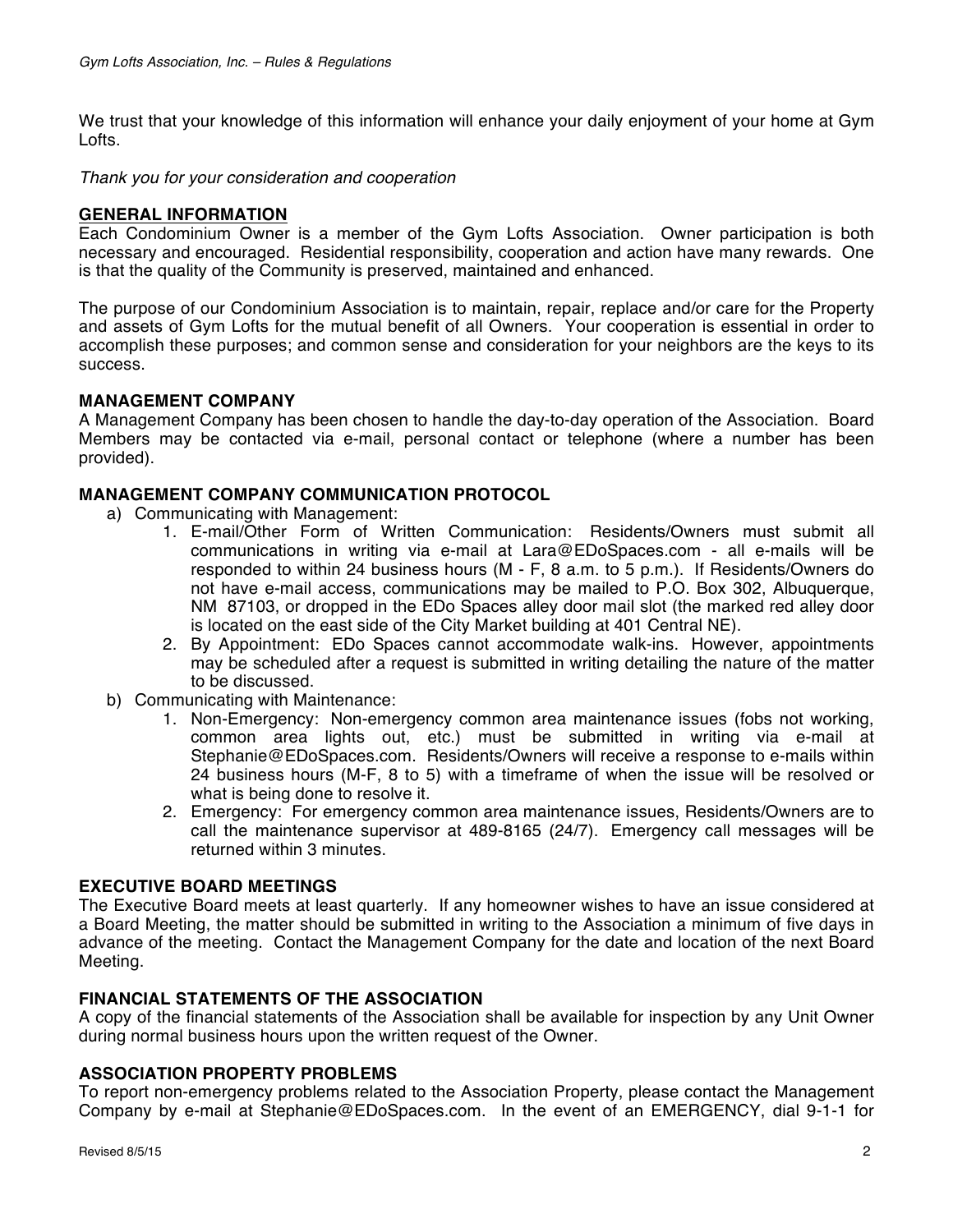We trust that your knowledge of this information will enhance your daily enjoyment of your home at Gym Lofts.

*Thank you for your consideration and cooperation*

## GENERAL INFORMATION

Each Condominium Owner is a member of the Gym Lofts Association. Owner participation is both necessary and encouraged. Residential responsibility, cooperation and action have many rewards. One is that the quality of the Community is preserved, maintained and enhanced.

The purpose of our Condominium Association is to maintain, repair, replace and/or care for the Property and assets of Gym Lofts for the mutual benefit of all Owners. Your cooperation is essential in order to accomplish these purposes; and common sense and consideration for your neighbors are the keys to its success.

## MANAGEMENT COMPANY

A Management Company has been chosen to handle the day-to-day operation of the Association. Board Members may be contacted via e-mail, personal contact or telephone (where a number has been provided).

## MANAGEMENT COMPANY COMMUNICATION PROTOCOL

a) Communicating with Management:
   1. E-mail/Other Form of Written Communication: Residents/Owners must submit all communications in writing via e-mail at Lara@EDoSpaces.com - all e-mails will be responded to within 24 business hours (M - F, 8 a.m. to 5 p.m.). If Residents/Owners do not have e-mail access, communications may be mailed to P.O. Box 302, Albuquerque, NM 87103, or dropped in the EDo Spaces alley door mail slot (the marked red alley door is located on the east side of the City Market building at 401 Central NE).
   2. By Appointment: EDo Spaces cannot accommodate walk-ins. However, appointments may be scheduled after a request is submitted in writing detailing the nature of the matter to be discussed.

b) Communicating with Maintenance:
   1. Non-Emergency: Non-emergency common area maintenance issues (fobs not working, common area lights out, etc.) must be submitted in writing via e-mail at Stephanie@EDoSpaces.com. Residents/Owners will receive a response to e-mails within 24 business hours (M-F, 8 to 5) with a timeframe of when the issue will be resolved or what is being done to resolve it.
   2. Emergency: For emergency common area maintenance issues, Residents/Owners are to call the maintenance supervisor at 489-8165 (24/7). Emergency call messages will be returned within 3 minutes.

## EXECUTIVE BOARD MEETINGS

The Executive Board meets at least quarterly. If any homeowner wishes to have an issue considered at a Board Meeting, the matter should be submitted in writing to the Association a minimum of five days in advance of the meeting. Contact the Management Company for the date and location of the next Board Meeting.

## FINANCIAL STATEMENTS OF THE ASSOCIATION

A copy of the financial statements of the Association shall be available for inspection by any Unit Owner during normal business hours upon the written request of the Owner.

## ASSOCIATION PROPERTY PROBLEMS

To report non-emergency problems related to the Association Property, please contact the Management Company by e-mail at Stephanie@EDoSpaces.com. In the event of an EMERGENCY, dial 9-1-1 for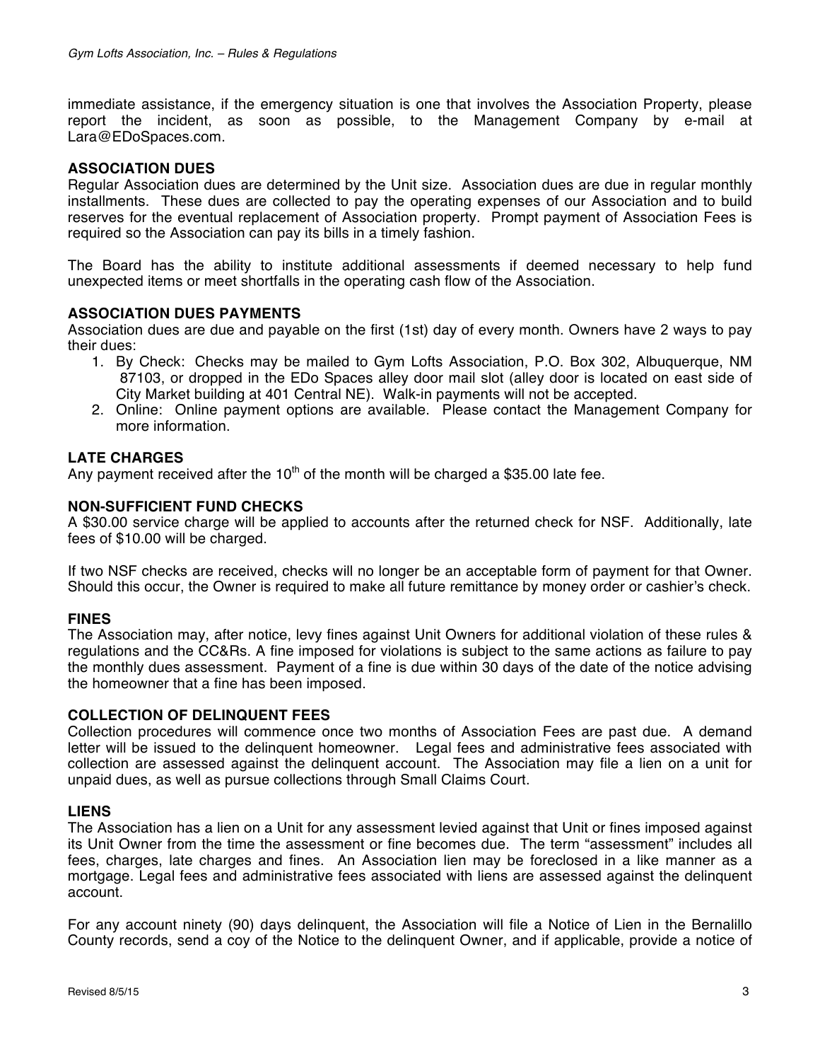immediate assistance, if the emergency situation is one that involves the Association Property, please report the incident, as soon as possible, to the Management Company by e-mail at Lara@EDoSpaces.com.

**ASSOCIATION DUES**

Regular Association dues are determined by the Unit size. Association dues are due in regular monthly installments. These dues are collected to pay the operating expenses of our Association and to build reserves for the eventual replacement of Association property. Prompt payment of Association Fees is required so the Association can pay its bills in a timely fashion.

The Board has the ability to institute additional assessments if deemed necessary to help fund unexpected items or meet shortfalls in the operating cash flow of the Association.

**ASSOCIATION DUES PAYMENTS**

Association dues are due and payable on the first (1st) day of every month. Owners have 2 ways to pay their dues:

1. By Check: Checks may be mailed to Gym Lofts Association, P.O. Box 302, Albuquerque, NM 87103, or dropped in the EDo Spaces alley door mail slot (alley door is located on east side of City Market building at 401 Central NE). Walk-in payments will not be accepted.
2. Online: Online payment options are available. Please contact the Management Company for more information.

**LATE CHARGES**

Any payment received after the 10th of the month will be charged a $35.00 late fee.

**NON-SUFFICIENT FUND CHECKS**

A $30.00 service charge will be applied to accounts after the returned check for NSF. Additionally, late fees of $10.00 will be charged.

If two NSF checks are received, checks will no longer be an acceptable form of payment for that Owner. Should this occur, the Owner is required to make all future remittance by money order or cashier's check.

**FINES**

The Association may, after notice, levy fines against Unit Owners for additional violation of these rules & regulations and the CC&Rs. A fine imposed for violations is subject to the same actions as failure to pay the monthly dues assessment. Payment of a fine is due within 30 days of the date of the notice advising the homeowner that a fine has been imposed.

**COLLECTION OF DELINQUENT FEES**

Collection procedures will commence once two months of Association Fees are past due. A demand letter will be issued to the delinquent homeowner. Legal fees and administrative fees associated with collection are assessed against the delinquent account. The Association may file a lien on a unit for unpaid dues, as well as pursue collections through Small Claims Court.

**LIENS**

The Association has a lien on a Unit for any assessment levied against that Unit or fines imposed against its Unit Owner from the time the assessment or fine becomes due. The term "assessment" includes all fees, charges, late charges and fines. An Association lien may be foreclosed in a like manner as a mortgage. Legal fees and administrative fees associated with liens are assessed against the delinquent account.

For any account ninety (90) days delinquent, the Association will file a Notice of Lien in the Bernalillo County records, send a coy of the Notice to the delinquent Owner, and if applicable, provide a notice of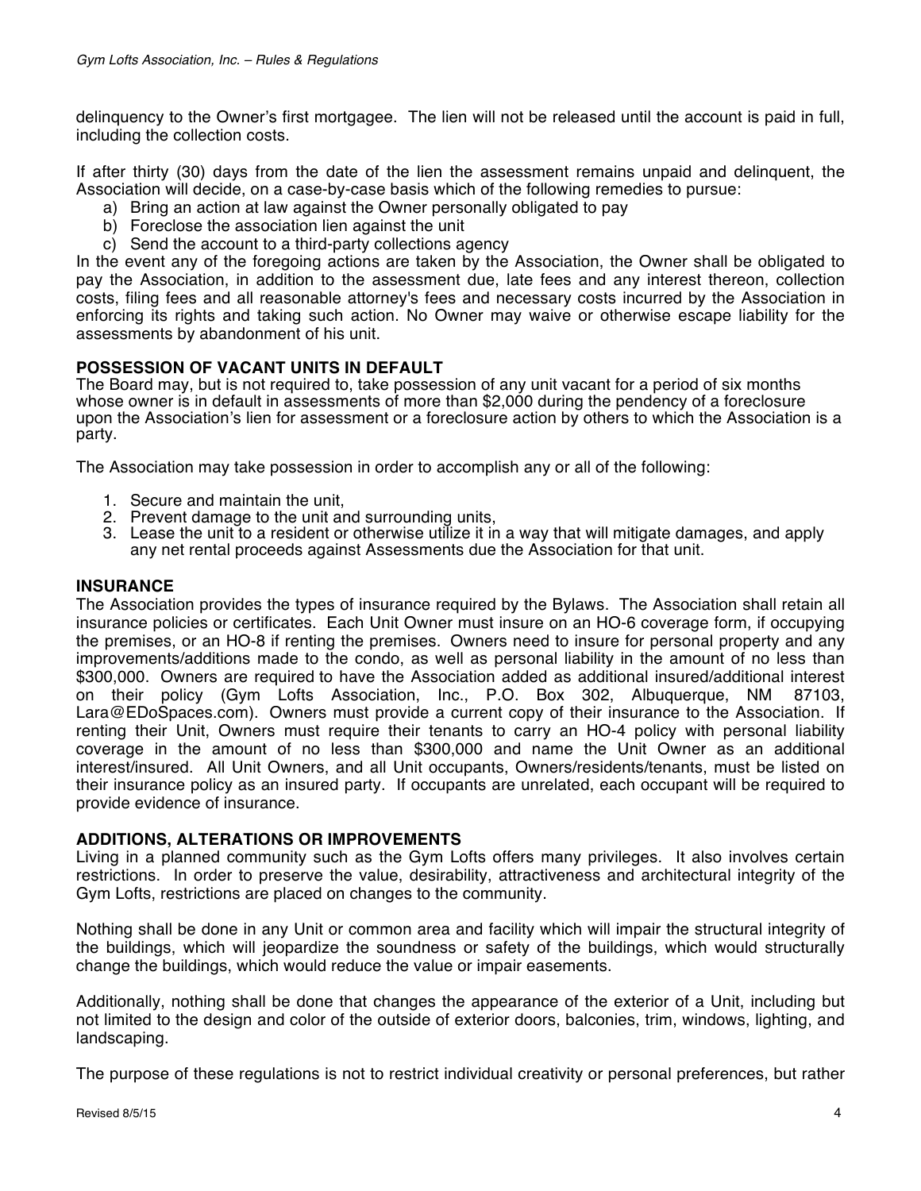delinquency to the Owner's first mortgagee. The lien will not be released until the account is paid in full, including the collection costs.

If after thirty (30) days from the date of the lien the assessment remains unpaid and delinquent, the Association will decide, on a case-by-case basis which of the following remedies to pursue:

a) Bring an action at law against the Owner personally obligated to pay
b) Foreclose the association lien against the unit
c) Send the account to a third-party collections agency

In the event any of the foregoing actions are taken by the Association, the Owner shall be obligated to pay the Association, in addition to the assessment due, late fees and any interest thereon, collection costs, filing fees and all reasonable attorney's fees and necessary costs incurred by the Association in enforcing its rights and taking such action. No Owner may waive or otherwise escape liability for the assessments by abandonment of his unit.

**POSSESSION OF VACANT UNITS IN DEFAULT**

The Board may, but is not required to, take possession of any unit vacant for a period of six months whose owner is in default in assessments of more than $2,000 during the pendency of a foreclosure upon the Association's lien for assessment or a foreclosure action by others to which the Association is a party.

The Association may take possession in order to accomplish any or all of the following:

1. Secure and maintain the unit,
2. Prevent damage to the unit and surrounding units,
3. Lease the unit to a resident or otherwise utilize it in a way that will mitigate damages, and apply any net rental proceeds against Assessments due the Association for that unit.

**INSURANCE**

The Association provides the types of insurance required by the Bylaws. The Association shall retain all insurance policies or certificates. Each Unit Owner must insure on an HO-6 coverage form, if occupying the premises, or an HO-8 if renting the premises. Owners need to insure for personal property and any improvements/additions made to the condo, as well as personal liability in the amount of no less than $300,000. Owners are required to have the Association added as additional insured/additional interest on their policy (Gym Lofts Association, Inc., P.O. Box 302, Albuquerque, NM 87103, Lara@EDoSpaces.com). Owners must provide a current copy of their insurance to the Association. If renting their Unit, Owners must require their tenants to carry an HO-4 policy with personal liability coverage in the amount of no less than $300,000 and name the Unit Owner as an additional interest/insured. All Unit Owners, and all Unit occupants, Owners/residents/tenants, must be listed on their insurance policy as an insured party. If occupants are unrelated, each occupant will be required to provide evidence of insurance.

**ADDITIONS, ALTERATIONS OR IMPROVEMENTS**

Living in a planned community such as the Gym Lofts offers many privileges. It also involves certain restrictions. In order to preserve the value, desirability, attractiveness and architectural integrity of the Gym Lofts, restrictions are placed on changes to the community.

Nothing shall be done in any Unit or common area and facility which will impair the structural integrity of the buildings, which will jeopardize the soundness or safety of the buildings, which would structurally change the buildings, which would reduce the value or impair easements.

Additionally, nothing shall be done that changes the appearance of the exterior of a Unit, including but not limited to the design and color of the outside of exterior doors, balconies, trim, windows, lighting, and landscaping.

The purpose of these regulations is not to restrict individual creativity or personal preferences, but rather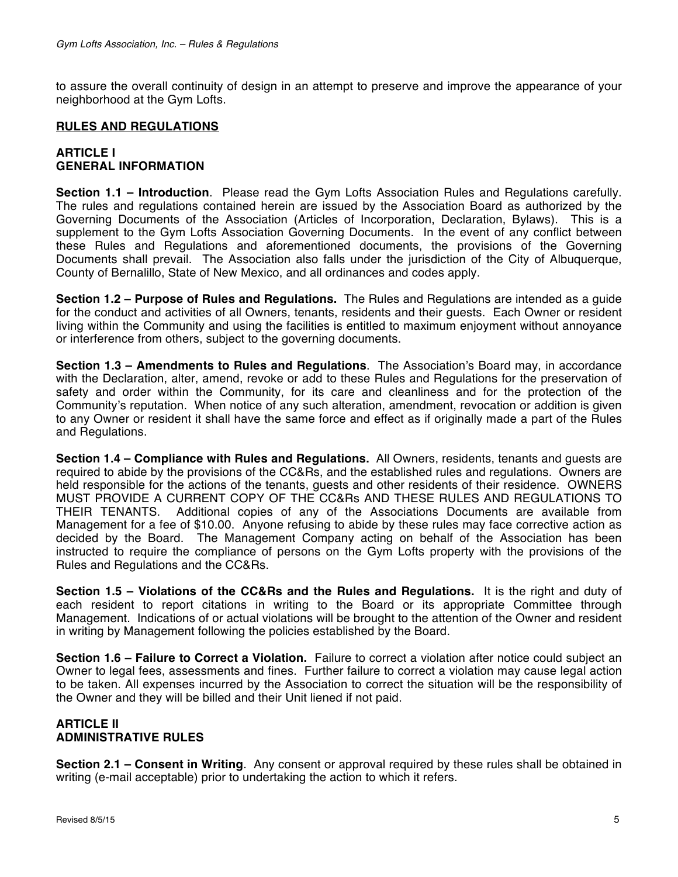to assure the overall continuity of design in an attempt to preserve and improve the appearance of your neighborhood at the Gym Lofts.

## RULES AND REGULATIONS

### ARTICLE I
### GENERAL INFORMATION

**Section 1.1 – Introduction**. Please read the Gym Lofts Association Rules and Regulations carefully. The rules and regulations contained herein are issued by the Association Board as authorized by the Governing Documents of the Association (Articles of Incorporation, Declaration, Bylaws). This is a supplement to the Gym Lofts Association Governing Documents. In the event of any conflict between these Rules and Regulations and aforementioned documents, the provisions of the Governing Documents shall prevail. The Association also falls under the jurisdiction of the City of Albuquerque, County of Bernalillo, State of New Mexico, and all ordinances and codes apply.

**Section 1.2 – Purpose of Rules and Regulations.** The Rules and Regulations are intended as a guide for the conduct and activities of all Owners, tenants, residents and their guests. Each Owner or resident living within the Community and using the facilities is entitled to maximum enjoyment without annoyance or interference from others, subject to the governing documents.

**Section 1.3 – Amendments to Rules and Regulations**. The Association's Board may, in accordance with the Declaration, alter, amend, revoke or add to these Rules and Regulations for the preservation of safety and order within the Community, for its care and cleanliness and for the protection of the Community's reputation. When notice of any such alteration, amendment, revocation or addition is given to any Owner or resident it shall have the same force and effect as if originally made a part of the Rules and Regulations.

**Section 1.4 – Compliance with Rules and Regulations.** All Owners, residents, tenants and guests are required to abide by the provisions of the CC&Rs, and the established rules and regulations. Owners are held responsible for the actions of the tenants, guests and other residents of their residence. OWNERS MUST PROVIDE A CURRENT COPY OF THE CC&Rs AND THESE RULES AND REGULATIONS TO THEIR TENANTS. Additional copies of any of the Associations Documents are available from Management for a fee of $10.00. Anyone refusing to abide by these rules may face corrective action as decided by the Board. The Management Company acting on behalf of the Association has been instructed to require the compliance of persons on the Gym Lofts property with the provisions of the Rules and Regulations and the CC&Rs.

**Section 1.5 – Violations of the CC&Rs and the Rules and Regulations.** It is the right and duty of each resident to report citations in writing to the Board or its appropriate Committee through Management. Indications of or actual violations will be brought to the attention of the Owner and resident in writing by Management following the policies established by the Board.

**Section 1.6 – Failure to Correct a Violation.** Failure to correct a violation after notice could subject an Owner to legal fees, assessments and fines. Further failure to correct a violation may cause legal action to be taken. All expenses incurred by the Association to correct the situation will be the responsibility of the Owner and they will be billed and their Unit liened if not paid.

### ARTICLE II
### ADMINISTRATIVE RULES

**Section 2.1 – Consent in Writing**. Any consent or approval required by these rules shall be obtained in writing (e-mail acceptable) prior to undertaking the action to which it refers.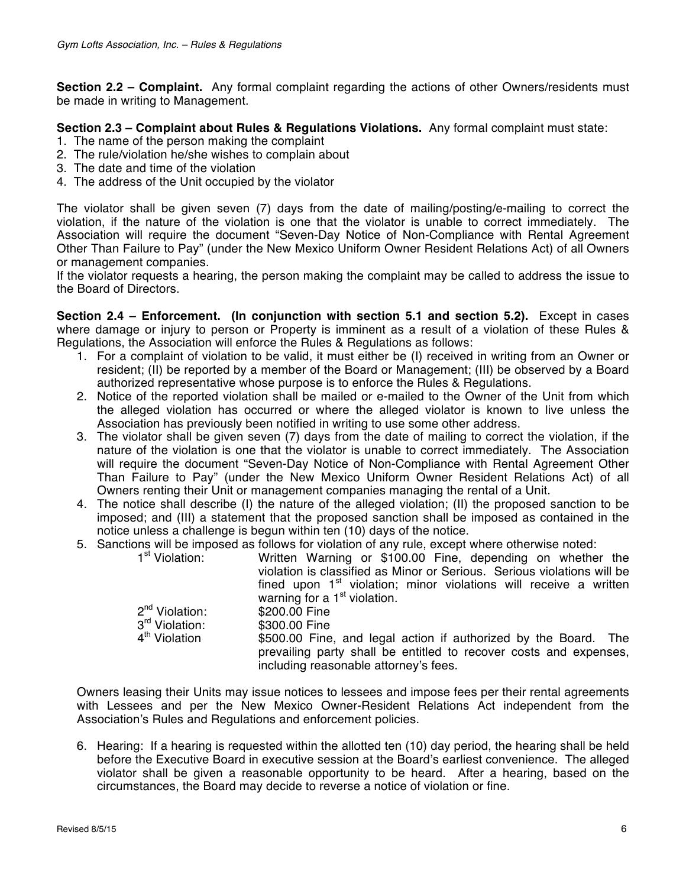**Section 2.2 – Complaint.** Any formal complaint regarding the actions of other Owners/residents must be made in writing to Management.

**Section 2.3 – Complaint about Rules & Regulations Violations.** Any formal complaint must state:
1. The name of the person making the complaint
2. The rule/violation he/she wishes to complain about
3. The date and time of the violation
4. The address of the Unit occupied by the violator

The violator shall be given seven (7) days from the date of mailing/posting/e-mailing to correct the violation, if the nature of the violation is one that the violator is unable to correct immediately. The Association will require the document "Seven-Day Notice of Non-Compliance with Rental Agreement Other Than Failure to Pay" (under the New Mexico Uniform Owner Resident Relations Act) of all Owners or management companies.

If the violator requests a hearing, the person making the complaint may be called to address the issue to the Board of Directors.

**Section 2.4 – Enforcement. (In conjunction with section 5.1 and section 5.2).** Except in cases where damage or injury to person or Property is imminent as a result of a violation of these Rules & Regulations, the Association will enforce the Rules & Regulations as follows:

1. For a complaint of violation to be valid, it must either be (I) received in writing from an Owner or resident; (II) be reported by a member of the Board or Management; (III) be observed by a Board authorized representative whose purpose is to enforce the Rules & Regulations.
2. Notice of the reported violation shall be mailed or e-mailed to the Owner of the Unit from which the alleged violation has occurred or where the alleged violator is known to live unless the Association has previously been notified in writing to use some other address.
3. The violator shall be given seven (7) days from the date of mailing to correct the violation, if the nature of the violation is one that the violator is unable to correct immediately. The Association will require the document "Seven-Day Notice of Non-Compliance with Rental Agreement Other Than Failure to Pay" (under the New Mexico Uniform Owner Resident Relations Act) of all Owners renting their Unit or management companies managing the rental of a Unit.
4. The notice shall describe (I) the nature of the alleged violation; (II) the proposed sanction to be imposed; and (III) a statement that the proposed sanction shall be imposed as contained in the notice unless a challenge is begun within ten (10) days of the notice.
5. Sanctions will be imposed as follows for violation of any rule, except where otherwise noted:

| | |
|---|---|
| 1st Violation: | Written Warning or $100.00 Fine, depending on whether the violation is classified as Minor or Serious. Serious violations will be fined upon 1st violation; minor violations will receive a written warning for a 1st violation. |
| 2nd Violation: | $200.00 Fine |
| 3rd Violation: | $300.00 Fine |
| 4th Violation | $500.00 Fine, and legal action if authorized by the Board. The prevailing party shall be entitled to recover costs and expenses, including reasonable attorney's fees. |

Owners leasing their Units may issue notices to lessees and impose fees per their rental agreements with Lessees and per the New Mexico Owner-Resident Relations Act independent from the Association's Rules and Regulations and enforcement policies.

6. Hearing: If a hearing is requested within the allotted ten (10) day period, the hearing shall be held before the Executive Board in executive session at the Board's earliest convenience. The alleged violator shall be given a reasonable opportunity to be heard. After a hearing, based on the circumstances, the Board may decide to reverse a notice of violation or fine.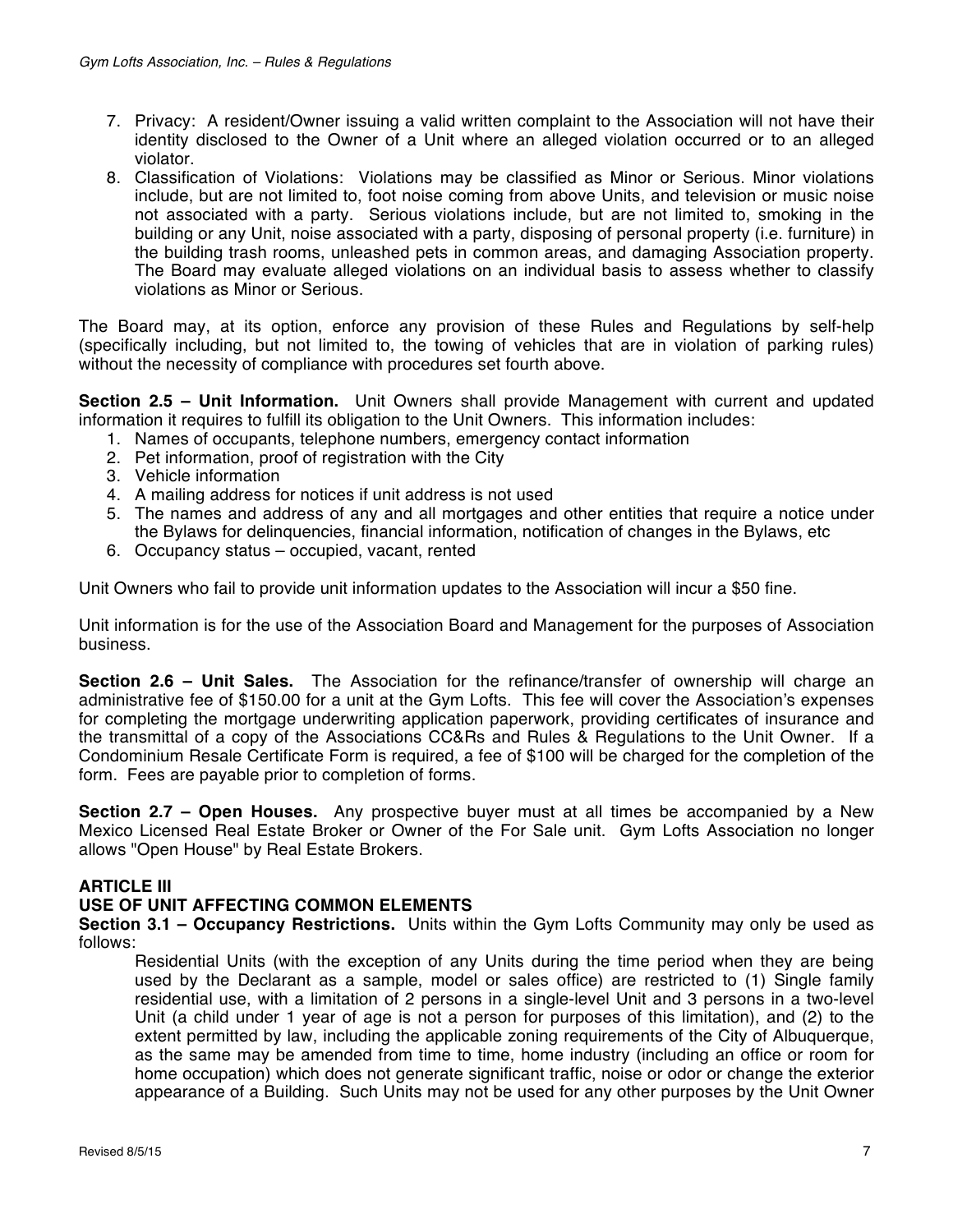7. Privacy: A resident/Owner issuing a valid written complaint to the Association will not have their identity disclosed to the Owner of a Unit where an alleged violation occurred or to an alleged violator.
8. Classification of Violations: Violations may be classified as Minor or Serious. Minor violations include, but are not limited to, foot noise coming from above Units, and television or music noise not associated with a party. Serious violations include, but are not limited to, smoking in the building or any Unit, noise associated with a party, disposing of personal property (i.e. furniture) in the building trash rooms, unleashed pets in common areas, and damaging Association property. The Board may evaluate alleged violations on an individual basis to assess whether to classify violations as Minor or Serious.

The Board may, at its option, enforce any provision of these Rules and Regulations by self-help (specifically including, but not limited to, the towing of vehicles that are in violation of parking rules) without the necessity of compliance with procedures set fourth above.

**Section 2.5 – Unit Information.** Unit Owners shall provide Management with current and updated information it requires to fulfill its obligation to the Unit Owners. This information includes:

1. Names of occupants, telephone numbers, emergency contact information
2. Pet information, proof of registration with the City
3. Vehicle information
4. A mailing address for notices if unit address is not used
5. The names and address of any and all mortgages and other entities that require a notice under the Bylaws for delinquencies, financial information, notification of changes in the Bylaws, etc
6. Occupancy status – occupied, vacant, rented

Unit Owners who fail to provide unit information updates to the Association will incur a $50 fine.

Unit information is for the use of the Association Board and Management for the purposes of Association business.

**Section 2.6 – Unit Sales.** The Association for the refinance/transfer of ownership will charge an administrative fee of $150.00 for a unit at the Gym Lofts. This fee will cover the Association's expenses for completing the mortgage underwriting application paperwork, providing certificates of insurance and the transmittal of a copy of the Associations CC&Rs and Rules & Regulations to the Unit Owner. If a Condominium Resale Certificate Form is required, a fee of $100 will be charged for the completion of the form. Fees are payable prior to completion of forms.

**Section 2.7 – Open Houses.** Any prospective buyer must at all times be accompanied by a New Mexico Licensed Real Estate Broker or Owner of the For Sale unit. Gym Lofts Association no longer allows "Open House" by Real Estate Brokers.

## ARTICLE III
## USE OF UNIT AFFECTING COMMON ELEMENTS

**Section 3.1 – Occupancy Restrictions.** Units within the Gym Lofts Community may only be used as follows:

Residential Units (with the exception of any Units during the time period when they are being used by the Declarant as a sample, model or sales office) are restricted to (1) Single family residential use, with a limitation of 2 persons in a single-level Unit and 3 persons in a two-level Unit (a child under 1 year of age is not a person for purposes of this limitation), and (2) to the extent permitted by law, including the applicable zoning requirements of the City of Albuquerque, as the same may be amended from time to time, home industry (including an office or room for home occupation) which does not generate significant traffic, noise or odor or change the exterior appearance of a Building. Such Units may not be used for any other purposes by the Unit Owner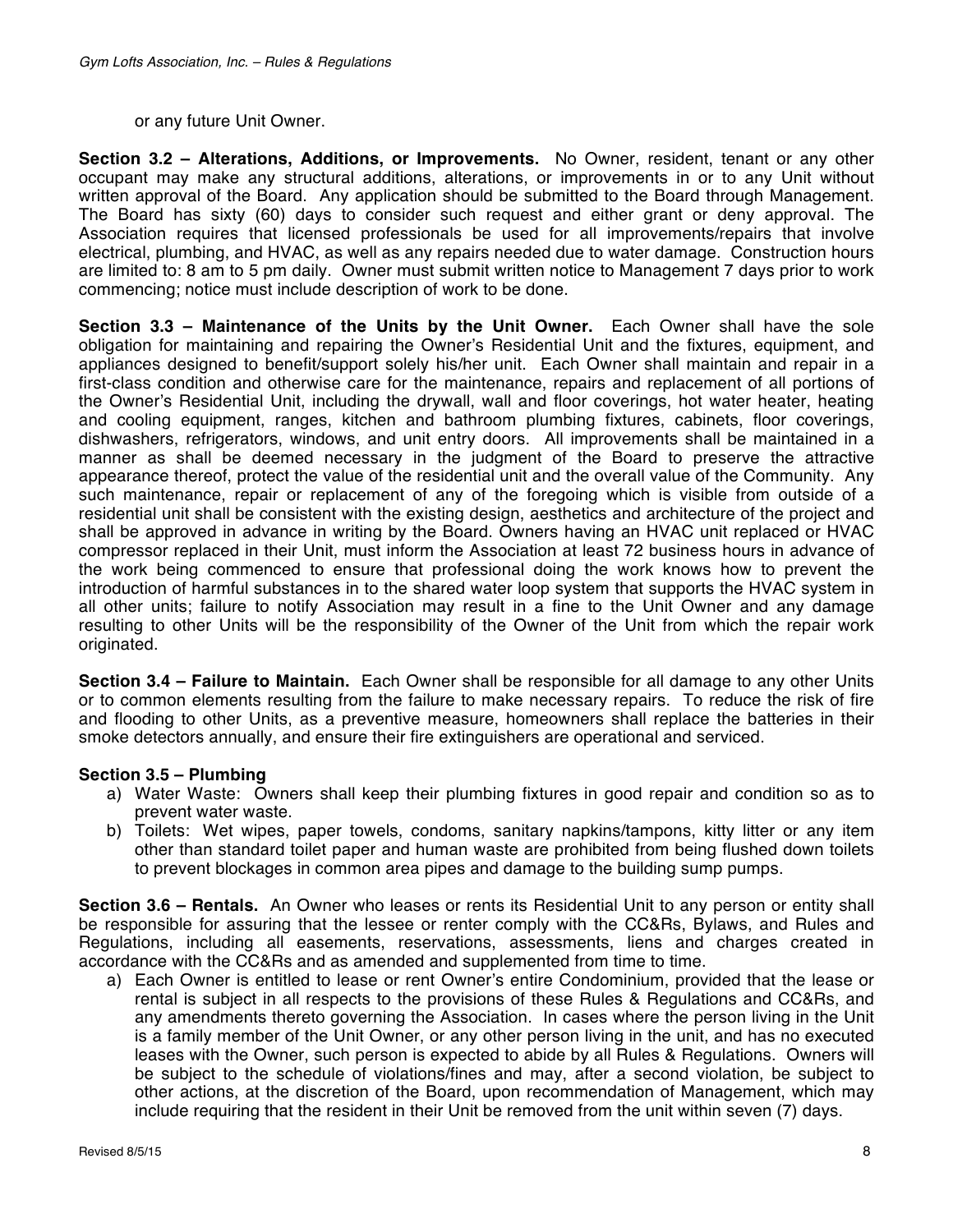or any future Unit Owner.

**Section 3.2 – Alterations, Additions, or Improvements.** No Owner, resident, tenant or any other occupant may make any structural additions, alterations, or improvements in or to any Unit without written approval of the Board. Any application should be submitted to the Board through Management. The Board has sixty (60) days to consider such request and either grant or deny approval. The Association requires that licensed professionals be used for all improvements/repairs that involve electrical, plumbing, and HVAC, as well as any repairs needed due to water damage. Construction hours are limited to: 8 am to 5 pm daily. Owner must submit written notice to Management 7 days prior to work commencing; notice must include description of work to be done.

**Section 3.3 – Maintenance of the Units by the Unit Owner.** Each Owner shall have the sole obligation for maintaining and repairing the Owner's Residential Unit and the fixtures, equipment, and appliances designed to benefit/support solely his/her unit. Each Owner shall maintain and repair in a first-class condition and otherwise care for the maintenance, repairs and replacement of all portions of the Owner's Residential Unit, including the drywall, wall and floor coverings, hot water heater, heating and cooling equipment, ranges, kitchen and bathroom plumbing fixtures, cabinets, floor coverings, dishwashers, refrigerators, windows, and unit entry doors. All improvements shall be maintained in a manner as shall be deemed necessary in the judgment of the Board to preserve the attractive appearance thereof, protect the value of the residential unit and the overall value of the Community. Any such maintenance, repair or replacement of any of the foregoing which is visible from outside of a residential unit shall be consistent with the existing design, aesthetics and architecture of the project and shall be approved in advance in writing by the Board. Owners having an HVAC unit replaced or HVAC compressor replaced in their Unit, must inform the Association at least 72 business hours in advance of the work being commenced to ensure that professional doing the work knows how to prevent the introduction of harmful substances in to the shared water loop system that supports the HVAC system in all other units; failure to notify Association may result in a fine to the Unit Owner and any damage resulting to other Units will be the responsibility of the Owner of the Unit from which the repair work originated.

**Section 3.4 – Failure to Maintain.** Each Owner shall be responsible for all damage to any other Units or to common elements resulting from the failure to make necessary repairs. To reduce the risk of fire and flooding to other Units, as a preventive measure, homeowners shall replace the batteries in their smoke detectors annually, and ensure their fire extinguishers are operational and serviced.

**Section 3.5 – Plumbing**

a) Water Waste: Owners shall keep their plumbing fixtures in good repair and condition so as to prevent water waste.
b) Toilets: Wet wipes, paper towels, condoms, sanitary napkins/tampons, kitty litter or any item other than standard toilet paper and human waste are prohibited from being flushed down toilets to prevent blockages in common area pipes and damage to the building sump pumps.

**Section 3.6 – Rentals.** An Owner who leases or rents its Residential Unit to any person or entity shall be responsible for assuring that the lessee or renter comply with the CC&Rs, Bylaws, and Rules and Regulations, including all easements, reservations, assessments, liens and charges created in accordance with the CC&Rs and as amended and supplemented from time to time.

a) Each Owner is entitled to lease or rent Owner's entire Condominium, provided that the lease or rental is subject in all respects to the provisions of these Rules & Regulations and CC&Rs, and any amendments thereto governing the Association. In cases where the person living in the Unit is a family member of the Unit Owner, or any other person living in the unit, and has no executed leases with the Owner, such person is expected to abide by all Rules & Regulations. Owners will be subject to the schedule of violations/fines and may, after a second violation, be subject to other actions, at the discretion of the Board, upon recommendation of Management, which may include requiring that the resident in their Unit be removed from the unit within seven (7) days.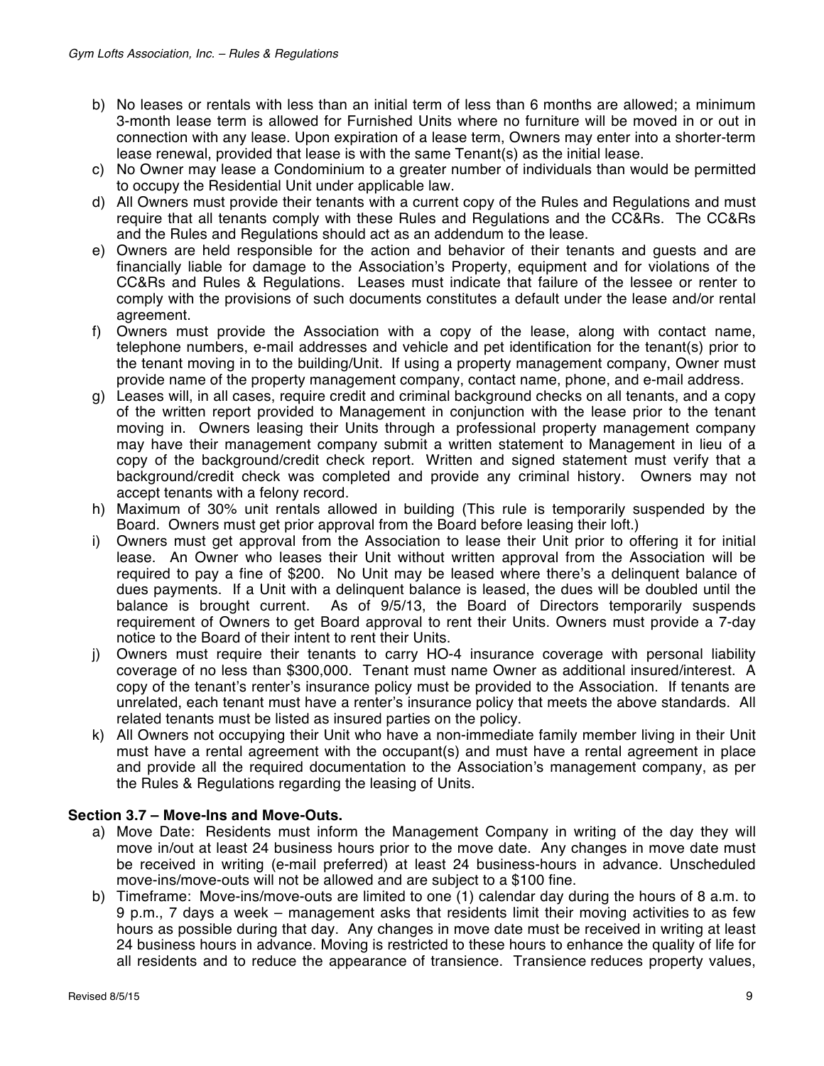b) No leases or rentals with less than an initial term of less than 6 months are allowed; a minimum 3-month lease term is allowed for Furnished Units where no furniture will be moved in or out in connection with any lease. Upon expiration of a lease term, Owners may enter into a shorter-term lease renewal, provided that lease is with the same Tenant(s) as the initial lease.
c) No Owner may lease a Condominium to a greater number of individuals than would be permitted to occupy the Residential Unit under applicable law.
d) All Owners must provide their tenants with a current copy of the Rules and Regulations and must require that all tenants comply with these Rules and Regulations and the CC&Rs. The CC&Rs and the Rules and Regulations should act as an addendum to the lease.
e) Owners are held responsible for the action and behavior of their tenants and guests and are financially liable for damage to the Association's Property, equipment and for violations of the CC&Rs and Rules & Regulations. Leases must indicate that failure of the lessee or renter to comply with the provisions of such documents constitutes a default under the lease and/or rental agreement.
f) Owners must provide the Association with a copy of the lease, along with contact name, telephone numbers, e-mail addresses and vehicle and pet identification for the tenant(s) prior to the tenant moving in to the building/Unit. If using a property management company, Owner must provide name of the property management company, contact name, phone, and e-mail address.
g) Leases will, in all cases, require credit and criminal background checks on all tenants, and a copy of the written report provided to Management in conjunction with the lease prior to the tenant moving in. Owners leasing their Units through a professional property management company may have their management company submit a written statement to Management in lieu of a copy of the background/credit check report. Written and signed statement must verify that a background/credit check was completed and provide any criminal history. Owners may not accept tenants with a felony record.
h) Maximum of 30% unit rentals allowed in building (This rule is temporarily suspended by the Board. Owners must get prior approval from the Board before leasing their loft.)
i) Owners must get approval from the Association to lease their Unit prior to offering it for initial lease. An Owner who leases their Unit without written approval from the Association will be required to pay a fine of $200. No Unit may be leased where there's a delinquent balance of dues payments. If a Unit with a delinquent balance is leased, the dues will be doubled until the balance is brought current. As of 9/5/13, the Board of Directors temporarily suspends requirement of Owners to get Board approval to rent their Units. Owners must provide a 7-day notice to the Board of their intent to rent their Units.
j) Owners must require their tenants to carry HO-4 insurance coverage with personal liability coverage of no less than $300,000. Tenant must name Owner as additional insured/interest. A copy of the tenant's renter's insurance policy must be provided to the Association. If tenants are unrelated, each tenant must have a renter's insurance policy that meets the above standards. All related tenants must be listed as insured parties on the policy.
k) All Owners not occupying their Unit who have a non-immediate family member living in their Unit must have a rental agreement with the occupant(s) and must have a rental agreement in place and provide all the required documentation to the Association's management company, as per the Rules & Regulations regarding the leasing of Units.

**Section 3.7 – Move-Ins and Move-Outs.**

a) Move Date: Residents must inform the Management Company in writing of the day they will move in/out at least 24 business hours prior to the move date. Any changes in move date must be received in writing (e-mail preferred) at least 24 business-hours in advance. Unscheduled move-ins/move-outs will not be allowed and are subject to a $100 fine.
b) Timeframe: Move-ins/move-outs are limited to one (1) calendar day during the hours of 8 a.m. to 9 p.m., 7 days a week – management asks that residents limit their moving activities to as few hours as possible during that day. Any changes in move date must be received in writing at least 24 business hours in advance. Moving is restricted to these hours to enhance the quality of life for all residents and to reduce the appearance of transience. Transience reduces property values,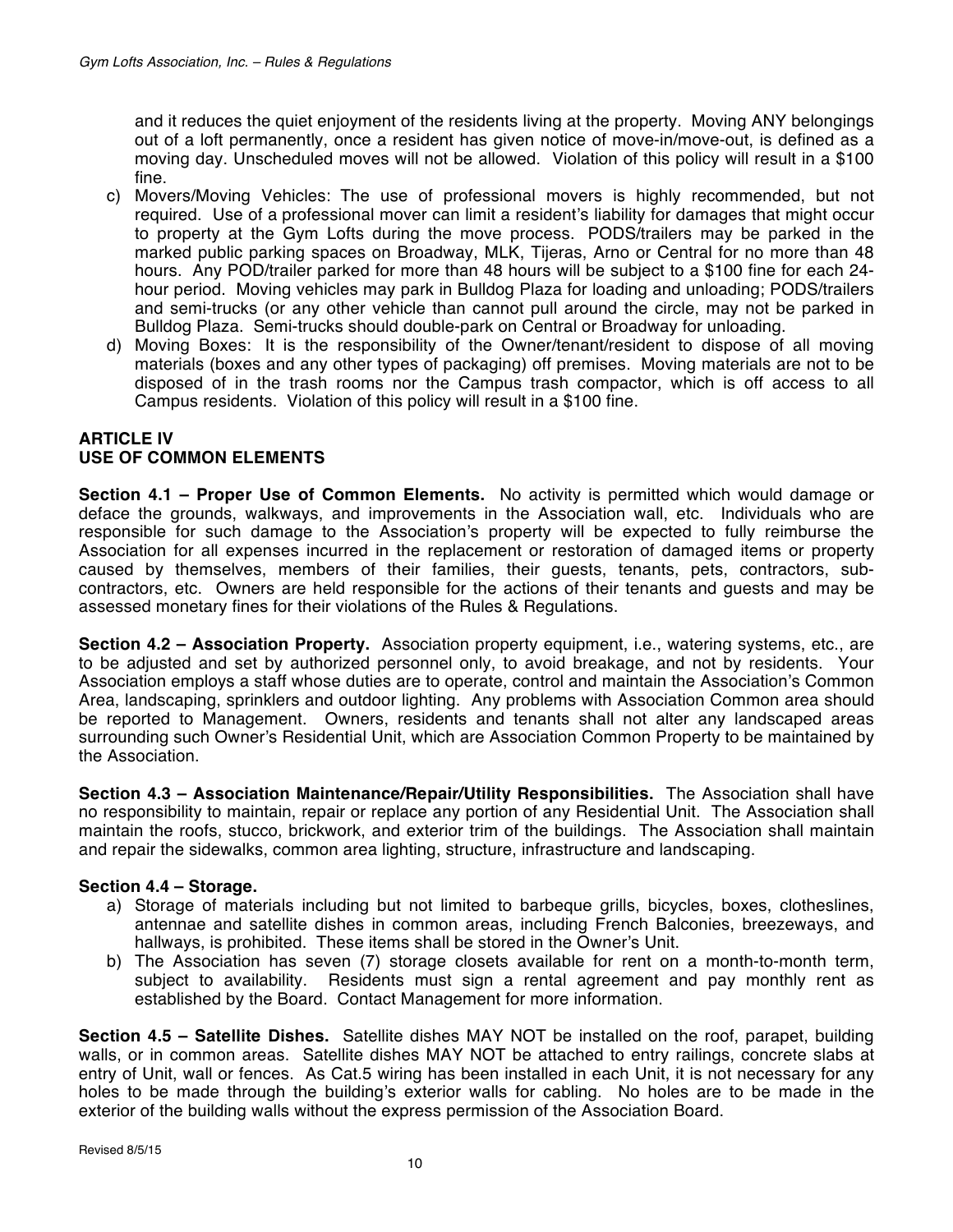and it reduces the quiet enjoyment of the residents living at the property. Moving ANY belongings out of a loft permanently, once a resident has given notice of move-in/move-out, is defined as a moving day. Unscheduled moves will not be allowed. Violation of this policy will result in a $100 fine.

c) Movers/Moving Vehicles: The use of professional movers is highly recommended, but not required. Use of a professional mover can limit a resident's liability for damages that might occur to property at the Gym Lofts during the move process. PODS/trailers may be parked in the marked public parking spaces on Broadway, MLK, Tijeras, Arno or Central for no more than 48 hours. Any POD/trailer parked for more than 48 hours will be subject to a $100 fine for each 24-hour period. Moving vehicles may park in Bulldog Plaza for loading and unloading; PODS/trailers and semi-trucks (or any other vehicle than cannot pull around the circle, may not be parked in Bulldog Plaza. Semi-trucks should double-park on Central or Broadway for unloading.
d) Moving Boxes: It is the responsibility of the Owner/tenant/resident to dispose of all moving materials (boxes and any other types of packaging) off premises. Moving materials are not to be disposed of in the trash rooms nor the Campus trash compactor, which is off access to all Campus residents. Violation of this policy will result in a $100 fine.

## ARTICLE IV
## USE OF COMMON ELEMENTS

**Section 4.1 – Proper Use of Common Elements.** No activity is permitted which would damage or deface the grounds, walkways, and improvements in the Association wall, etc. Individuals who are responsible for such damage to the Association's property will be expected to fully reimburse the Association for all expenses incurred in the replacement or restoration of damaged items or property caused by themselves, members of their families, their guests, tenants, pets, contractors, sub-contractors, etc. Owners are held responsible for the actions of their tenants and guests and may be assessed monetary fines for their violations of the Rules & Regulations.

**Section 4.2 – Association Property.** Association property equipment, i.e., watering systems, etc., are to be adjusted and set by authorized personnel only, to avoid breakage, and not by residents. Your Association employs a staff whose duties are to operate, control and maintain the Association's Common Area, landscaping, sprinklers and outdoor lighting. Any problems with Association Common area should be reported to Management. Owners, residents and tenants shall not alter any landscaped areas surrounding such Owner's Residential Unit, which are Association Common Property to be maintained by the Association.

**Section 4.3 – Association Maintenance/Repair/Utility Responsibilities.** The Association shall have no responsibility to maintain, repair or replace any portion of any Residential Unit. The Association shall maintain the roofs, stucco, brickwork, and exterior trim of the buildings. The Association shall maintain and repair the sidewalks, common area lighting, structure, infrastructure and landscaping.

**Section 4.4 – Storage.**

a) Storage of materials including but not limited to barbeque grills, bicycles, boxes, clotheslines, antennae and satellite dishes in common areas, including French Balconies, breezeways, and hallways, is prohibited. These items shall be stored in the Owner's Unit.
b) The Association has seven (7) storage closets available for rent on a month-to-month term, subject to availability. Residents must sign a rental agreement and pay monthly rent as established by the Board. Contact Management for more information.

**Section 4.5 – Satellite Dishes.** Satellite dishes MAY NOT be installed on the roof, parapet, building walls, or in common areas. Satellite dishes MAY NOT be attached to entry railings, concrete slabs at entry of Unit, wall or fences. As Cat.5 wiring has been installed in each Unit, it is not necessary for any holes to be made through the building's exterior walls for cabling. No holes are to be made in the exterior of the building walls without the express permission of the Association Board.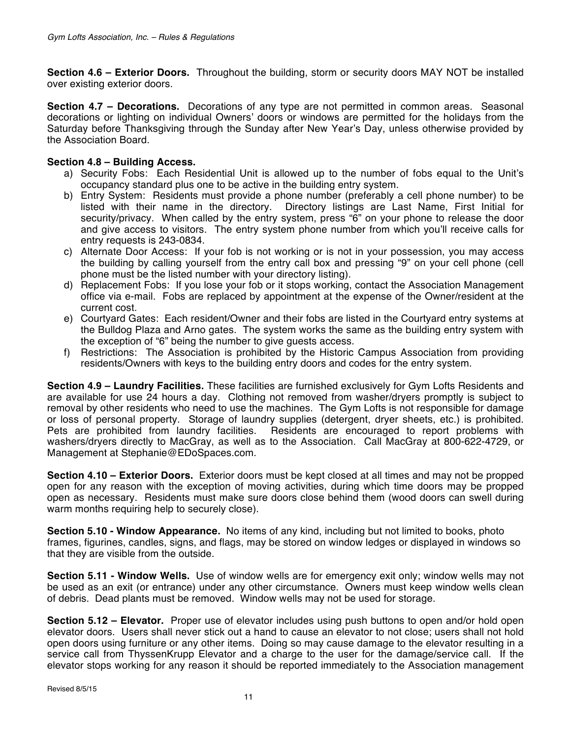**Section 4.6 – Exterior Doors.** Throughout the building, storm or security doors MAY NOT be installed over existing exterior doors.

**Section 4.7 – Decorations.** Decorations of any type are not permitted in common areas. Seasonal decorations or lighting on individual Owners' doors or windows are permitted for the holidays from the Saturday before Thanksgiving through the Sunday after New Year's Day, unless otherwise provided by the Association Board.

**Section 4.8 – Building Access.**

a) Security Fobs: Each Residential Unit is allowed up to the number of fobs equal to the Unit's occupancy standard plus one to be active in the building entry system.
b) Entry System: Residents must provide a phone number (preferably a cell phone number) to be listed with their name in the directory. Directory listings are Last Name, First Initial for security/privacy. When called by the entry system, press "6" on your phone to release the door and give access to visitors. The entry system phone number from which you'll receive calls for entry requests is 243-0834.
c) Alternate Door Access: If your fob is not working or is not in your possession, you may access the building by calling yourself from the entry call box and pressing "9" on your cell phone (cell phone must be the listed number with your directory listing).
d) Replacement Fobs: If you lose your fob or it stops working, contact the Association Management office via e-mail. Fobs are replaced by appointment at the expense of the Owner/resident at the current cost.
e) Courtyard Gates: Each resident/Owner and their fobs are listed in the Courtyard entry systems at the Bulldog Plaza and Arno gates. The system works the same as the building entry system with the exception of "6" being the number to give guests access.
f) Restrictions: The Association is prohibited by the Historic Campus Association from providing residents/Owners with keys to the building entry doors and codes for the entry system.

**Section 4.9 – Laundry Facilities.** These facilities are furnished exclusively for Gym Lofts Residents and are available for use 24 hours a day. Clothing not removed from washer/dryers promptly is subject to removal by other residents who need to use the machines. The Gym Lofts is not responsible for damage or loss of personal property. Storage of laundry supplies (detergent, dryer sheets, etc.) is prohibited. Pets are prohibited from laundry facilities. Residents are encouraged to report problems with washers/dryers directly to MacGray, as well as to the Association. Call MacGray at 800-622-4729, or Management at Stephanie@EDoSpaces.com.

**Section 4.10 – Exterior Doors.** Exterior doors must be kept closed at all times and may not be propped open for any reason with the exception of moving activities, during which time doors may be propped open as necessary. Residents must make sure doors close behind them (wood doors can swell during warm months requiring help to securely close).

**Section 5.10 - Window Appearance.** No items of any kind, including but not limited to books, photo frames, figurines, candles, signs, and flags, may be stored on window ledges or displayed in windows so that they are visible from the outside.

**Section 5.11 - Window Wells.** Use of window wells are for emergency exit only; window wells may not be used as an exit (or entrance) under any other circumstance. Owners must keep window wells clean of debris. Dead plants must be removed. Window wells may not be used for storage.

**Section 5.12 – Elevator.** Proper use of elevator includes using push buttons to open and/or hold open elevator doors. Users shall never stick out a hand to cause an elevator to not close; users shall not hold open doors using furniture or any other items. Doing so may cause damage to the elevator resulting in a service call from ThyssenKrupp Elevator and a charge to the user for the damage/service call. If the elevator stops working for any reason it should be reported immediately to the Association management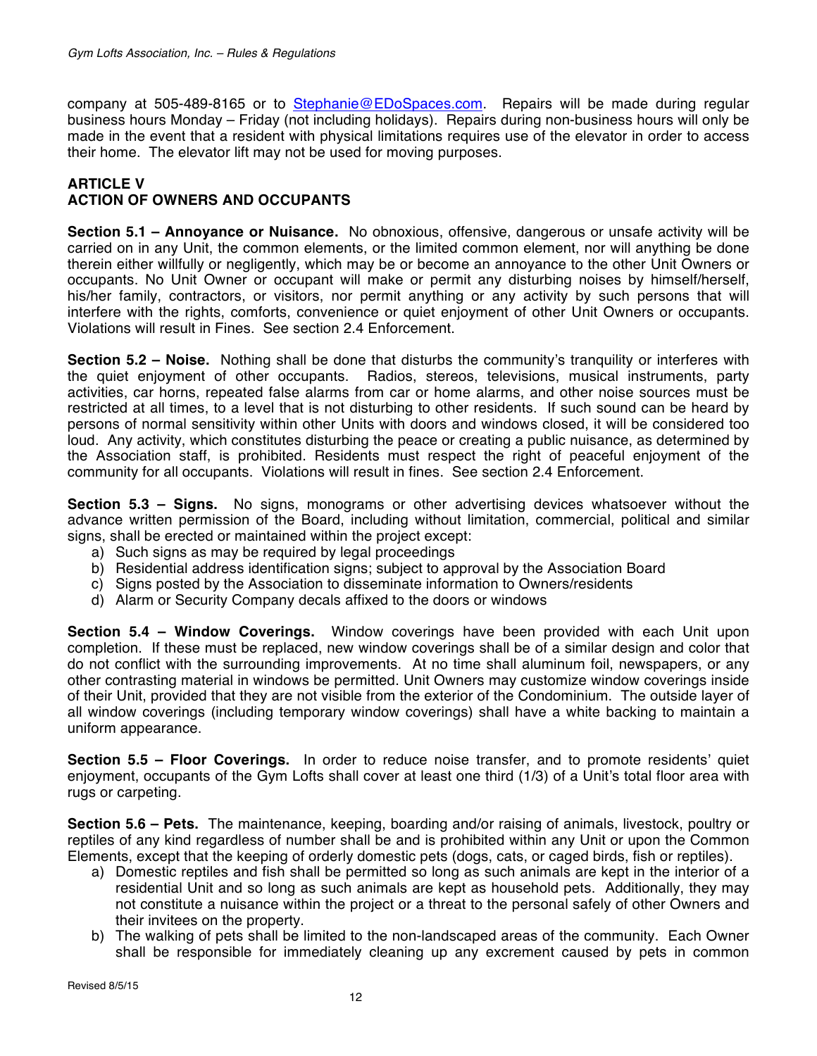company at 505-489-8165 or to Stephanie@EDoSpaces.com. Repairs will be made during regular business hours Monday – Friday (not including holidays). Repairs during non-business hours will only be made in the event that a resident with physical limitations requires use of the elevator in order to access their home. The elevator lift may not be used for moving purposes.

## ARTICLE V
## ACTION OF OWNERS AND OCCUPANTS

**Section 5.1 – Annoyance or Nuisance.** No obnoxious, offensive, dangerous or unsafe activity will be carried on in any Unit, the common elements, or the limited common element, nor will anything be done therein either willfully or negligently, which may be or become an annoyance to the other Unit Owners or occupants. No Unit Owner or occupant will make or permit any disturbing noises by himself/herself, his/her family, contractors, or visitors, nor permit anything or any activity by such persons that will interfere with the rights, comforts, convenience or quiet enjoyment of other Unit Owners or occupants. Violations will result in Fines. See section 2.4 Enforcement.

**Section 5.2 – Noise.** Nothing shall be done that disturbs the community's tranquility or interferes with the quiet enjoyment of other occupants. Radios, stereos, televisions, musical instruments, party activities, car horns, repeated false alarms from car or home alarms, and other noise sources must be restricted at all times, to a level that is not disturbing to other residents. If such sound can be heard by persons of normal sensitivity within other Units with doors and windows closed, it will be considered too loud. Any activity, which constitutes disturbing the peace or creating a public nuisance, as determined by the Association staff, is prohibited. Residents must respect the right of peaceful enjoyment of the community for all occupants. Violations will result in fines. See section 2.4 Enforcement.

**Section 5.3 – Signs.** No signs, monograms or other advertising devices whatsoever without the advance written permission of the Board, including without limitation, commercial, political and similar signs, shall be erected or maintained within the project except:

a) Such signs as may be required by legal proceedings
b) Residential address identification signs; subject to approval by the Association Board
c) Signs posted by the Association to disseminate information to Owners/residents
d) Alarm or Security Company decals affixed to the doors or windows

**Section 5.4 – Window Coverings.** Window coverings have been provided with each Unit upon completion. If these must be replaced, new window coverings shall be of a similar design and color that do not conflict with the surrounding improvements. At no time shall aluminum foil, newspapers, or any other contrasting material in windows be permitted. Unit Owners may customize window coverings inside of their Unit, provided that they are not visible from the exterior of the Condominium. The outside layer of all window coverings (including temporary window coverings) shall have a white backing to maintain a uniform appearance.

**Section 5.5 – Floor Coverings.** In order to reduce noise transfer, and to promote residents' quiet enjoyment, occupants of the Gym Lofts shall cover at least one third (1/3) of a Unit's total floor area with rugs or carpeting.

**Section 5.6 – Pets.** The maintenance, keeping, boarding and/or raising of animals, livestock, poultry or reptiles of any kind regardless of number shall be and is prohibited within any Unit or upon the Common Elements, except that the keeping of orderly domestic pets (dogs, cats, or caged birds, fish or reptiles).

a) Domestic reptiles and fish shall be permitted so long as such animals are kept in the interior of a residential Unit and so long as such animals are kept as household pets. Additionally, they may not constitute a nuisance within the project or a threat to the personal safely of other Owners and their invitees on the property.
b) The walking of pets shall be limited to the non-landscaped areas of the community. Each Owner shall be responsible for immediately cleaning up any excrement caused by pets in common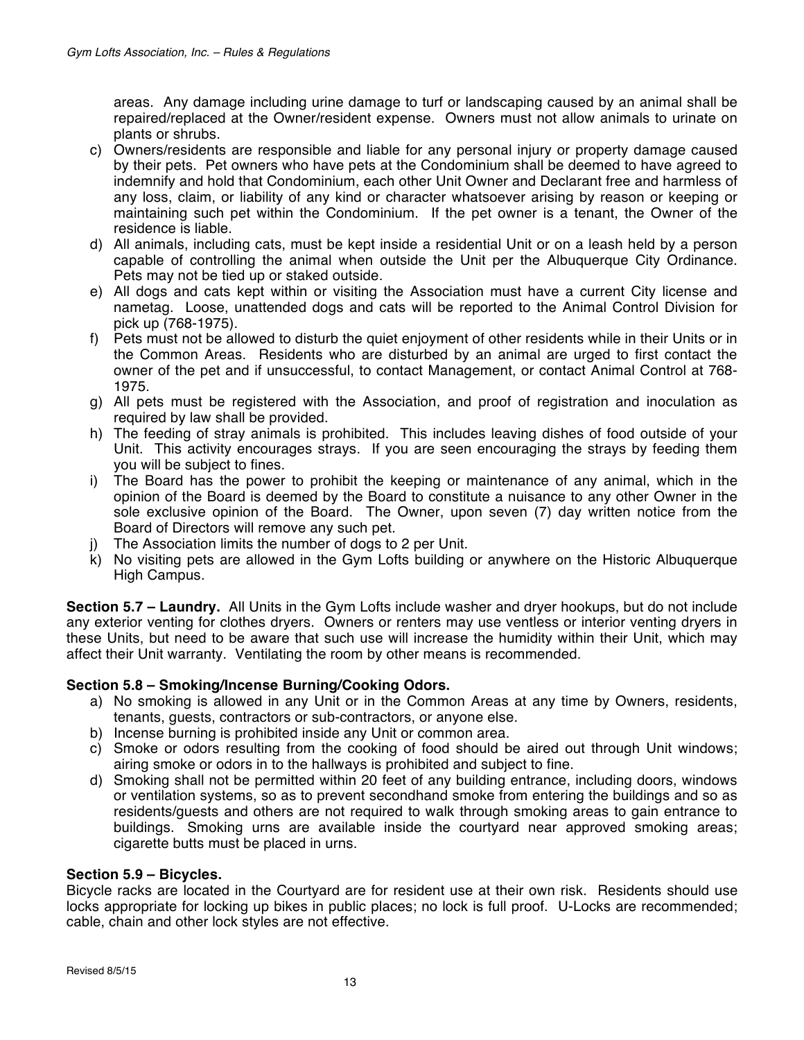areas. Any damage including urine damage to turf or landscaping caused by an animal shall be repaired/replaced at the Owner/resident expense. Owners must not allow animals to urinate on plants or shrubs.

c) Owners/residents are responsible and liable for any personal injury or property damage caused by their pets. Pet owners who have pets at the Condominium shall be deemed to have agreed to indemnify and hold that Condominium, each other Unit Owner and Declarant free and harmless of any loss, claim, or liability of any kind or character whatsoever arising by reason or keeping or maintaining such pet within the Condominium. If the pet owner is a tenant, the Owner of the residence is liable.
d) All animals, including cats, must be kept inside a residential Unit or on a leash held by a person capable of controlling the animal when outside the Unit per the Albuquerque City Ordinance. Pets may not be tied up or staked outside.
e) All dogs and cats kept within or visiting the Association must have a current City license and nametag. Loose, unattended dogs and cats will be reported to the Animal Control Division for pick up (768-1975).
f) Pets must not be allowed to disturb the quiet enjoyment of other residents while in their Units or in the Common Areas. Residents who are disturbed by an animal are urged to first contact the owner of the pet and if unsuccessful, to contact Management, or contact Animal Control at 768-1975.
g) All pets must be registered with the Association, and proof of registration and inoculation as required by law shall be provided.
h) The feeding of stray animals is prohibited. This includes leaving dishes of food outside of your Unit. This activity encourages strays. If you are seen encouraging the strays by feeding them you will be subject to fines.
i) The Board has the power to prohibit the keeping or maintenance of any animal, which in the opinion of the Board is deemed by the Board to constitute a nuisance to any other Owner in the sole exclusive opinion of the Board. The Owner, upon seven (7) day written notice from the Board of Directors will remove any such pet.
j) The Association limits the number of dogs to 2 per Unit.
k) No visiting pets are allowed in the Gym Lofts building or anywhere on the Historic Albuquerque High Campus.

**Section 5.7 – Laundry.** All Units in the Gym Lofts include washer and dryer hookups, but do not include any exterior venting for clothes dryers. Owners or renters may use ventless or interior venting dryers in these Units, but need to be aware that such use will increase the humidity within their Unit, which may affect their Unit warranty. Ventilating the room by other means is recommended.

**Section 5.8 – Smoking/Incense Burning/Cooking Odors.**

a) No smoking is allowed in any Unit or in the Common Areas at any time by Owners, residents, tenants, guests, contractors or sub-contractors, or anyone else.
b) Incense burning is prohibited inside any Unit or common area.
c) Smoke or odors resulting from the cooking of food should be aired out through Unit windows; airing smoke or odors in to the hallways is prohibited and subject to fine.
d) Smoking shall not be permitted within 20 feet of any building entrance, including doors, windows or ventilation systems, so as to prevent secondhand smoke from entering the buildings and so as residents/guests and others are not required to walk through smoking areas to gain entrance to buildings. Smoking urns are available inside the courtyard near approved smoking areas; cigarette butts must be placed in urns.

**Section 5.9 – Bicycles.**

Bicycle racks are located in the Courtyard are for resident use at their own risk. Residents should use locks appropriate for locking up bikes in public places; no lock is full proof. U-Locks are recommended; cable, chain and other lock styles are not effective.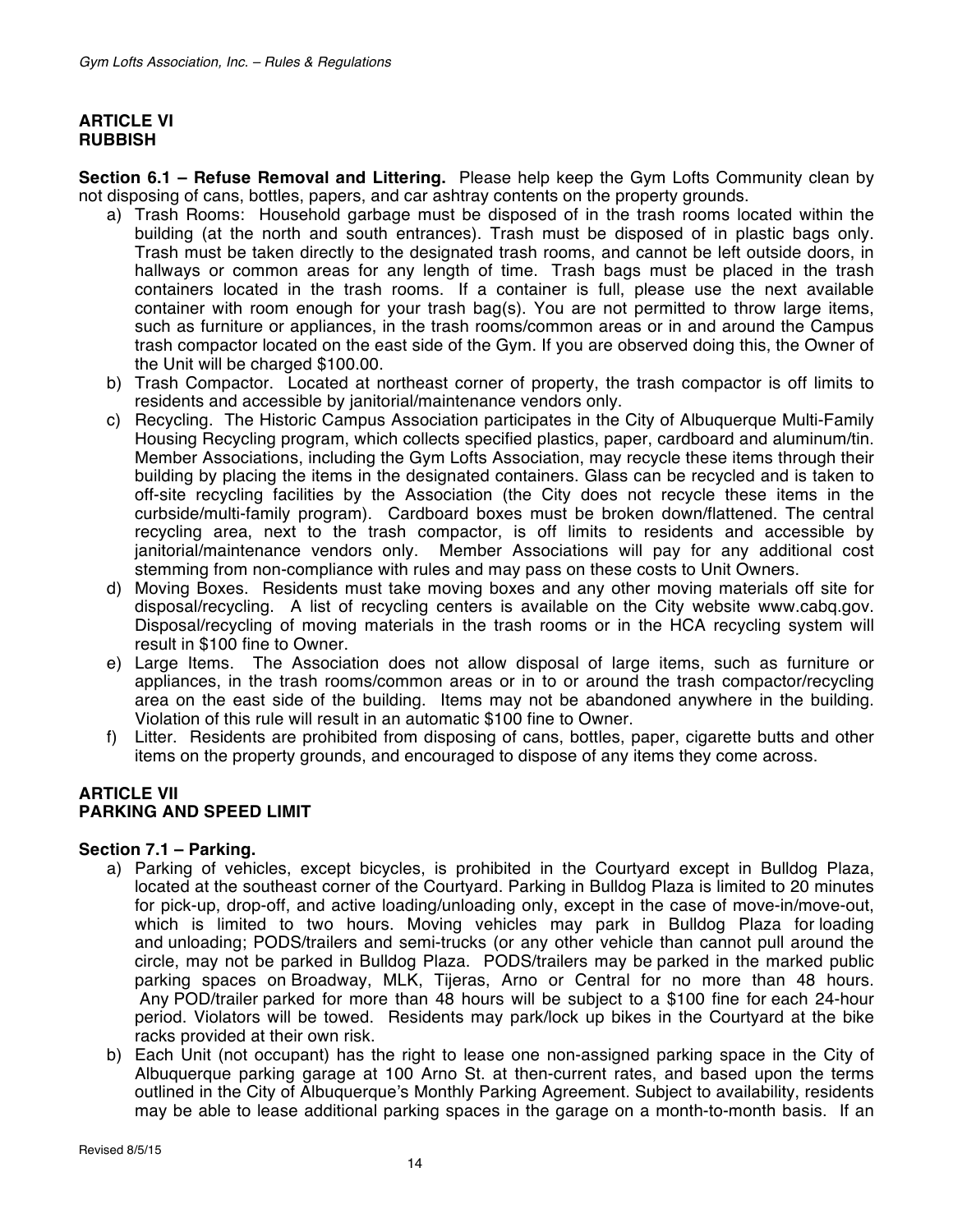## ARTICLE VI
## RUBBISH

**Section 6.1 – Refuse Removal and Littering.** Please help keep the Gym Lofts Community clean by not disposing of cans, bottles, papers, and car ashtray contents on the property grounds.

a) Trash Rooms: Household garbage must be disposed of in the trash rooms located within the building (at the north and south entrances). Trash must be disposed of in plastic bags only. Trash must be taken directly to the designated trash rooms, and cannot be left outside doors, in hallways or common areas for any length of time. Trash bags must be placed in the trash containers located in the trash rooms. If a container is full, please use the next available container with room enough for your trash bag(s). You are not permitted to throw large items, such as furniture or appliances, in the trash rooms/common areas or in and around the Campus trash compactor located on the east side of the Gym. If you are observed doing this, the Owner of the Unit will be charged $100.00.
b) Trash Compactor. Located at northeast corner of property, the trash compactor is off limits to residents and accessible by janitorial/maintenance vendors only.
c) Recycling. The Historic Campus Association participates in the City of Albuquerque Multi-Family Housing Recycling program, which collects specified plastics, paper, cardboard and aluminum/tin. Member Associations, including the Gym Lofts Association, may recycle these items through their building by placing the items in the designated containers. Glass can be recycled and is taken to off-site recycling facilities by the Association (the City does not recycle these items in the curbside/multi-family program). Cardboard boxes must be broken down/flattened. The central recycling area, next to the trash compactor, is off limits to residents and accessible by janitorial/maintenance vendors only. Member Associations will pay for any additional cost stemming from non-compliance with rules and may pass on these costs to Unit Owners.
d) Moving Boxes. Residents must take moving boxes and any other moving materials off site for disposal/recycling. A list of recycling centers is available on the City website www.cabq.gov. Disposal/recycling of moving materials in the trash rooms or in the HCA recycling system will result in $100 fine to Owner.
e) Large Items. The Association does not allow disposal of large items, such as furniture or appliances, in the trash rooms/common areas or in to or around the trash compactor/recycling area on the east side of the building. Items may not be abandoned anywhere in the building. Violation of this rule will result in an automatic $100 fine to Owner.
f) Litter. Residents are prohibited from disposing of cans, bottles, paper, cigarette butts and other items on the property grounds, and encouraged to dispose of any items they come across.

## ARTICLE VII
## PARKING AND SPEED LIMIT

### Section 7.1 – Parking.

a) Parking of vehicles, except bicycles, is prohibited in the Courtyard except in Bulldog Plaza, located at the southeast corner of the Courtyard. Parking in Bulldog Plaza is limited to 20 minutes for pick-up, drop-off, and active loading/unloading only, except in the case of move-in/move-out, which is limited to two hours. Moving vehicles may park in Bulldog Plaza for loading and unloading; PODS/trailers and semi-trucks (or any other vehicle than cannot pull around the circle, may not be parked in Bulldog Plaza. PODS/trailers may be parked in the marked public parking spaces on Broadway, MLK, Tijeras, Arno or Central for no more than 48 hours. Any POD/trailer parked for more than 48 hours will be subject to a $100 fine for each 24-hour period. Violators will be towed. Residents may park/lock up bikes in the Courtyard at the bike racks provided at their own risk.
b) Each Unit (not occupant) has the right to lease one non-assigned parking space in the City of Albuquerque parking garage at 100 Arno St. at then-current rates, and based upon the terms outlined in the City of Albuquerque's Monthly Parking Agreement. Subject to availability, residents may be able to lease additional parking spaces in the garage on a month-to-month basis. If an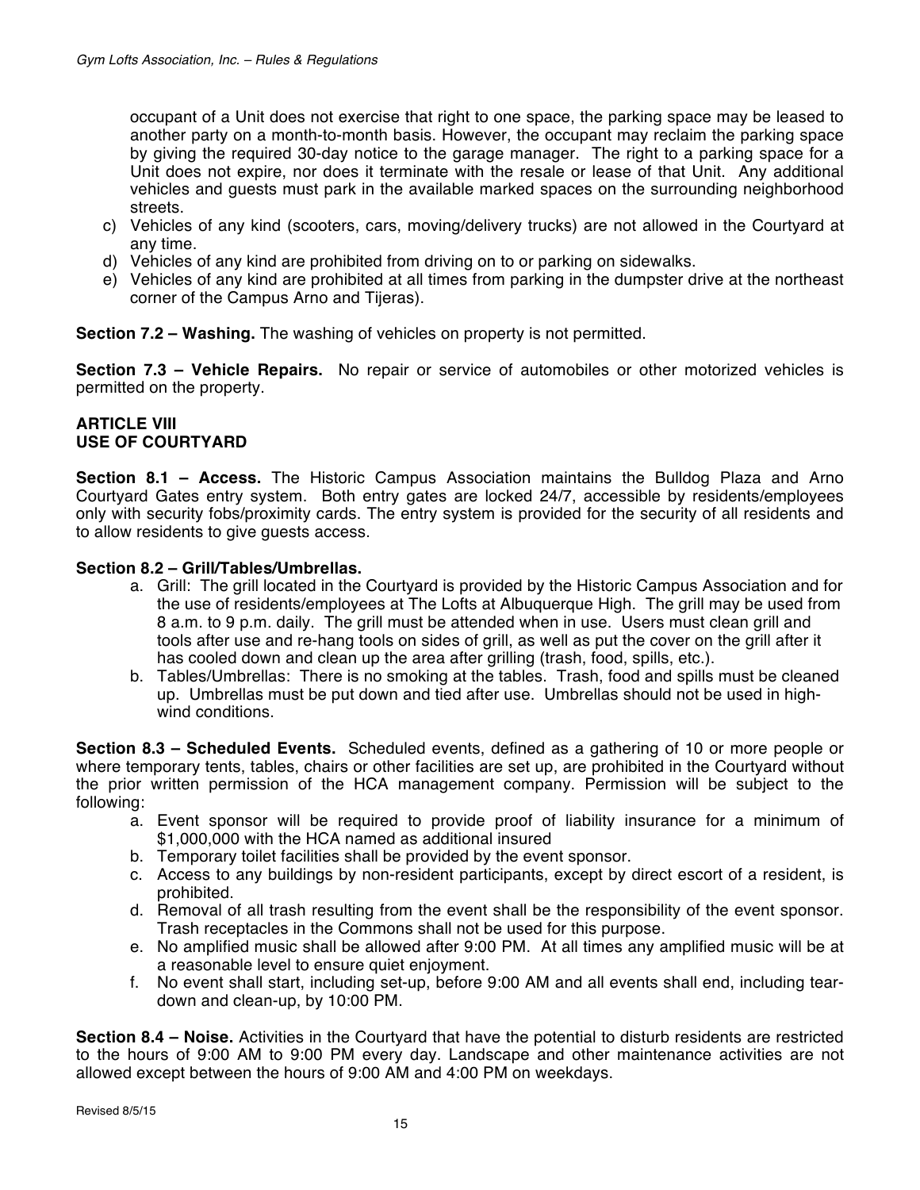occupant of a Unit does not exercise that right to one space, the parking space may be leased to another party on a month-to-month basis. However, the occupant may reclaim the parking space by giving the required 30-day notice to the garage manager. The right to a parking space for a Unit does not expire, nor does it terminate with the resale or lease of that Unit. Any additional vehicles and guests must park in the available marked spaces on the surrounding neighborhood streets.

c) Vehicles of any kind (scooters, cars, moving/delivery trucks) are not allowed in the Courtyard at any time.
d) Vehicles of any kind are prohibited from driving on to or parking on sidewalks.
e) Vehicles of any kind are prohibited at all times from parking in the dumpster drive at the northeast corner of the Campus Arno and Tijeras).

**Section 7.2 – Washing.** The washing of vehicles on property is not permitted.

**Section 7.3 – Vehicle Repairs.** No repair or service of automobiles or other motorized vehicles is permitted on the property.

## ARTICLE VIII
## USE OF COURTYARD

**Section 8.1 – Access.** The Historic Campus Association maintains the Bulldog Plaza and Arno Courtyard Gates entry system. Both entry gates are locked 24/7, accessible by residents/employees only with security fobs/proximity cards. The entry system is provided for the security of all residents and to allow residents to give guests access.

**Section 8.2 – Grill/Tables/Umbrellas.**

a. Grill: The grill located in the Courtyard is provided by the Historic Campus Association and for the use of residents/employees at The Lofts at Albuquerque High. The grill may be used from 8 a.m. to 9 p.m. daily. The grill must be attended when in use. Users must clean grill and tools after use and re-hang tools on sides of grill, as well as put the cover on the grill after it has cooled down and clean up the area after grilling (trash, food, spills, etc.).
b. Tables/Umbrellas: There is no smoking at the tables. Trash, food and spills must be cleaned up. Umbrellas must be put down and tied after use. Umbrellas should not be used in high-wind conditions.

**Section 8.3 – Scheduled Events.** Scheduled events, defined as a gathering of 10 or more people or where temporary tents, tables, chairs or other facilities are set up, are prohibited in the Courtyard without the prior written permission of the HCA management company. Permission will be subject to the following:

a. Event sponsor will be required to provide proof of liability insurance for a minimum of $1,000,000 with the HCA named as additional insured
b. Temporary toilet facilities shall be provided by the event sponsor.
c. Access to any buildings by non-resident participants, except by direct escort of a resident, is prohibited.
d. Removal of all trash resulting from the event shall be the responsibility of the event sponsor. Trash receptacles in the Commons shall not be used for this purpose.
e. No amplified music shall be allowed after 9:00 PM. At all times any amplified music will be at a reasonable level to ensure quiet enjoyment.
f. No event shall start, including set-up, before 9:00 AM and all events shall end, including tear-down and clean-up, by 10:00 PM.

**Section 8.4 – Noise.** Activities in the Courtyard that have the potential to disturb residents are restricted to the hours of 9:00 AM to 9:00 PM every day. Landscape and other maintenance activities are not allowed except between the hours of 9:00 AM and 4:00 PM on weekdays.

Revised 8/5/15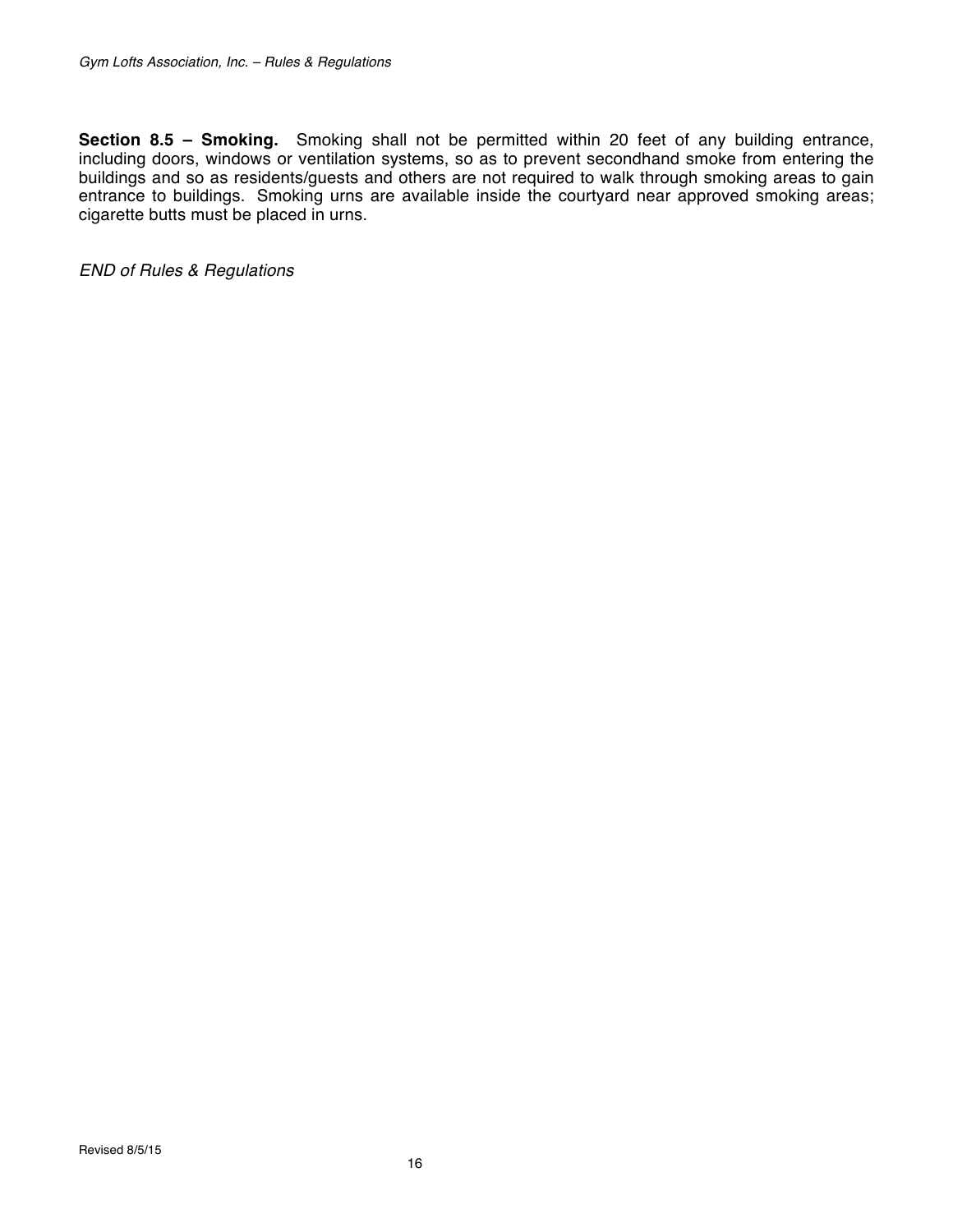**Section 8.5 – Smoking.** Smoking shall not be permitted within 20 feet of any building entrance, including doors, windows or ventilation systems, so as to prevent secondhand smoke from entering the buildings and so as residents/guests and others are not required to walk through smoking areas to gain entrance to buildings. Smoking urns are available inside the courtyard near approved smoking areas; cigarette butts must be placed in urns.

*END of Rules & Regulations*

Revised 8/5/15